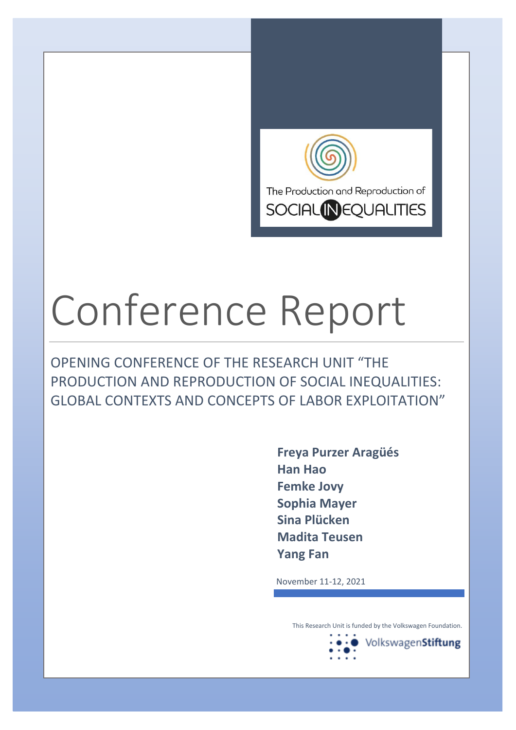The Production and Reproduction of

SOCIAL INEQUALITIES

# Conference Report

## OPENING CONFERENCE OF THE RESEARCH UNIT "THE PRODUCTION AND REPRODUCTION OF SOCIAL INEQUALITIES: GLOBAL CONTEXTS AND CONCEPTS OF LABOR EXPLOITATION"

**Freya Purzer Aragüés**
**Han Hao**
**Femke Jovy**
**Sophia Mayer**
**Sina Plücken**
**Madita Teusen**
**Yang Fan**

November 11-12, 2021

This Research Unit is funded by the Volkswagen Foundation.

VolkswagenStiftung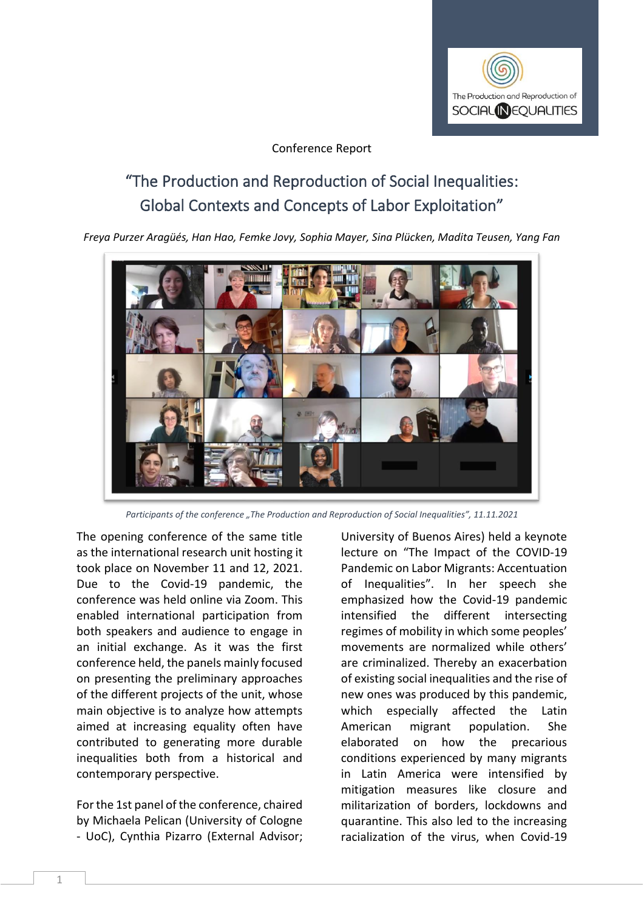Conference Report

# "The Production and Reproduction of Social Inequalities: Global Contexts and Concepts of Labor Exploitation"

*Freya Purzer Aragüés, Han Hao, Femke Jovy, Sophia Mayer, Sina Plücken, Madita Teusen, Yang Fan*

*Participants of the conference „The Production and Reproduction of Social Inequalities", 11.11.2021*

The opening conference of the same title as the international research unit hosting it took place on November 11 and 12, 2021. Due to the Covid-19 pandemic, the conference was held online via Zoom. This enabled international participation from both speakers and audience to engage in an initial exchange. As it was the first conference held, the panels mainly focused on presenting the preliminary approaches of the different projects of the unit, whose main objective is to analyze how attempts aimed at increasing equality often have contributed to generating more durable inequalities both from a historical and contemporary perspective.

For the 1st panel of the conference, chaired by Michaela Pelican (University of Cologne - UoC), Cynthia Pizarro (External Advisor; University of Buenos Aires) held a keynote lecture on "The Impact of the COVID-19 Pandemic on Labor Migrants: Accentuation of Inequalities". In her speech she emphasized how the Covid-19 pandemic intensified the different intersecting regimes of mobility in which some peoples' movements are normalized while others' are criminalized. Thereby an exacerbation of existing social inequalities and the rise of new ones was produced by this pandemic, which especially affected the Latin American migrant population. She elaborated on how the precarious conditions experienced by many migrants in Latin America were intensified by mitigation measures like closure and militarization of borders, lockdowns and quarantine. This also led to the increasing racialization of the virus, when Covid-19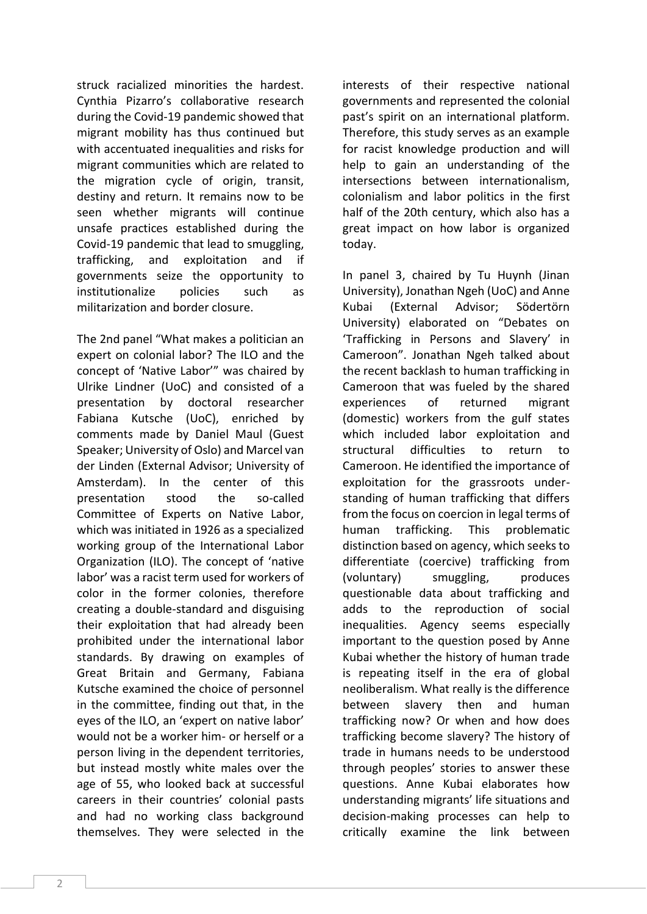struck racialized minorities the hardest. Cynthia Pizarro's collaborative research during the Covid-19 pandemic showed that migrant mobility has thus continued but with accentuated inequalities and risks for migrant communities which are related to the migration cycle of origin, transit, destiny and return. It remains now to be seen whether migrants will continue unsafe practices established during the Covid-19 pandemic that lead to smuggling, trafficking, and exploitation and if governments seize the opportunity to institutionalize policies such as militarization and border closure.

The 2nd panel "What makes a politician an expert on colonial labor? The ILO and the concept of 'Native Labor'" was chaired by Ulrike Lindner (UoC) and consisted of a presentation by doctoral researcher Fabiana Kutsche (UoC), enriched by comments made by Daniel Maul (Guest Speaker; University of Oslo) and Marcel van der Linden (External Advisor; University of Amsterdam). In the center of this presentation stood the so-called Committee of Experts on Native Labor, which was initiated in 1926 as a specialized working group of the International Labor Organization (ILO). The concept of 'native labor' was a racist term used for workers of color in the former colonies, therefore creating a double-standard and disguising their exploitation that had already been prohibited under the international labor standards. By drawing on examples of Great Britain and Germany, Fabiana Kutsche examined the choice of personnel in the committee, finding out that, in the eyes of the ILO, an 'expert on native labor' would not be a worker him- or herself or a person living in the dependent territories, but instead mostly white males over the age of 55, who looked back at successful careers in their countries' colonial pasts and had no working class background themselves. They were selected in the interests of their respective national governments and represented the colonial past's spirit on an international platform. Therefore, this study serves as an example for racist knowledge production and will help to gain an understanding of the intersections between internationalism, colonialism and labor politics in the first half of the 20th century, which also has a great impact on how labor is organized today.

In panel 3, chaired by Tu Huynh (Jinan University), Jonathan Ngeh (UoC) and Anne Kubai (External Advisor; Södertörn University) elaborated on "Debates on 'Trafficking in Persons and Slavery' in Cameroon". Jonathan Ngeh talked about the recent backlash to human trafficking in Cameroon that was fueled by the shared experiences of returned migrant (domestic) workers from the gulf states which included labor exploitation and structural difficulties to return to Cameroon. He identified the importance of exploitation for the grassroots understanding of human trafficking that differs from the focus on coercion in legal terms of human trafficking. This problematic distinction based on agency, which seeks to differentiate (coercive) trafficking from (voluntary) smuggling, produces questionable data about trafficking and adds to the reproduction of social inequalities. Agency seems especially important to the question posed by Anne Kubai whether the history of human trade is repeating itself in the era of global neoliberalism. What really is the difference between slavery then and human trafficking now? Or when and how does trafficking become slavery? The history of trade in humans needs to be understood through peoples' stories to answer these questions. Anne Kubai elaborates how understanding migrants' life situations and decision-making processes can help to critically examine the link between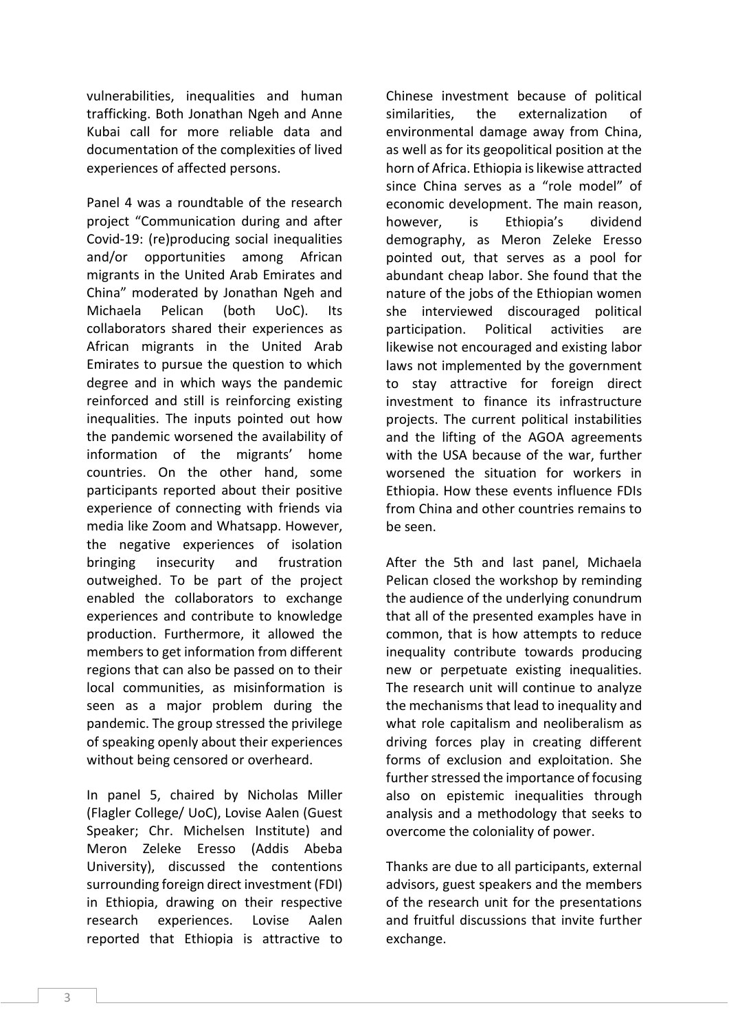vulnerabilities, inequalities and human trafficking. Both Jonathan Ngeh and Anne Kubai call for more reliable data and documentation of the complexities of lived experiences of affected persons.

Panel 4 was a roundtable of the research project "Communication during and after Covid-19: (re)producing social inequalities and/or opportunities among African migrants in the United Arab Emirates and China" moderated by Jonathan Ngeh and Michaela Pelican (both UoC). Its collaborators shared their experiences as African migrants in the United Arab Emirates to pursue the question to which degree and in which ways the pandemic reinforced and still is reinforcing existing inequalities. The inputs pointed out how the pandemic worsened the availability of information of the migrants' home countries. On the other hand, some participants reported about their positive experience of connecting with friends via media like Zoom and Whatsapp. However, the negative experiences of isolation bringing insecurity and frustration outweighed. To be part of the project enabled the collaborators to exchange experiences and contribute to knowledge production. Furthermore, it allowed the members to get information from different regions that can also be passed on to their local communities, as misinformation is seen as a major problem during the pandemic. The group stressed the privilege of speaking openly about their experiences without being censored or overheard.

In panel 5, chaired by Nicholas Miller (Flagler College/ UoC), Lovise Aalen (Guest Speaker; Chr. Michelsen Institute) and Meron Zeleke Eresso (Addis Abeba University), discussed the contentions surrounding foreign direct investment (FDI) in Ethiopia, drawing on their respective research experiences. Lovise Aalen reported that Ethiopia is attractive to Chinese investment because of political similarities, the externalization of environmental damage away from China, as well as for its geopolitical position at the horn of Africa. Ethiopia is likewise attracted since China serves as a "role model" of economic development. The main reason, however, is Ethiopia's dividend demography, as Meron Zeleke Eresso pointed out, that serves as a pool for abundant cheap labor. She found that the nature of the jobs of the Ethiopian women she interviewed discouraged political participation. Political activities are likewise not encouraged and existing labor laws not implemented by the government to stay attractive for foreign direct investment to finance its infrastructure projects. The current political instabilities and the lifting of the AGOA agreements with the USA because of the war, further worsened the situation for workers in Ethiopia. How these events influence FDIs from China and other countries remains to be seen.

After the 5th and last panel, Michaela Pelican closed the workshop by reminding the audience of the underlying conundrum that all of the presented examples have in common, that is how attempts to reduce inequality contribute towards producing new or perpetuate existing inequalities. The research unit will continue to analyze the mechanisms that lead to inequality and what role capitalism and neoliberalism as driving forces play in creating different forms of exclusion and exploitation. She further stressed the importance of focusing also on epistemic inequalities through analysis and a methodology that seeks to overcome the coloniality of power.

Thanks are due to all participants, external advisors, guest speakers and the members of the research unit for the presentations and fruitful discussions that invite further exchange.